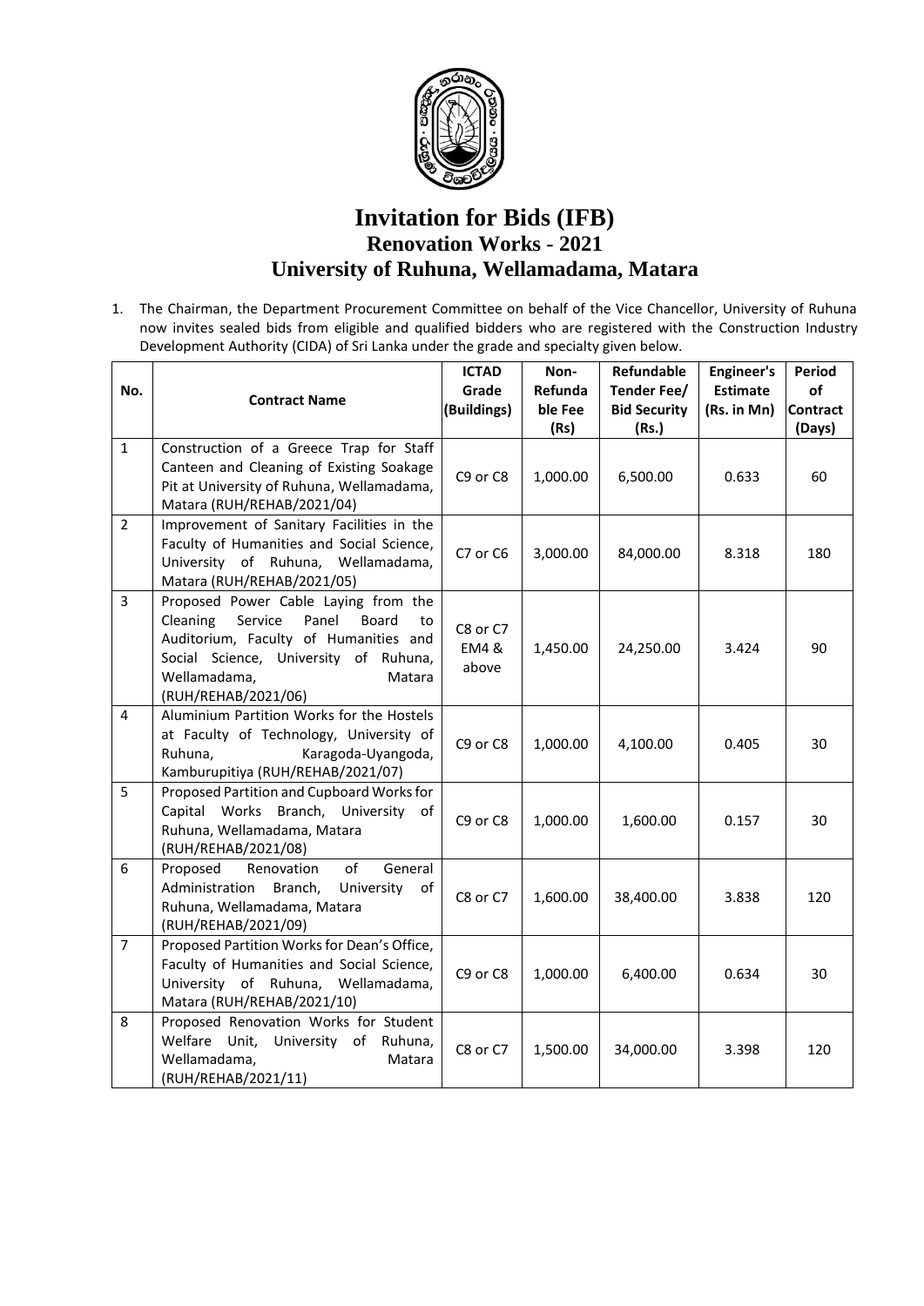# Invitation for Bids (IFB)

## Renovation Works - 2021

## University of Ruhuna, Wellamadama, Matara

1. The Chairman, the Department Procurement Committee on behalf of the Vice Chancellor, University of Ruhuna now invites sealed bids from eligible and qualified bidders who are registered with the Construction Industry Development Authority (CIDA) of Sri Lanka under the grade and specialty given below.

| No. | Contract Name | ICTAD Grade (Buildings) | Non-Refundable Fee (Rs) | Refundable Tender Fee/ Bid Security (Rs.) | Engineer's Estimate (Rs. in Mn) | Period of Contract (Days) |
|---|---|---|---|---|---|---|
| 1 | Construction of a Greece Trap for Staff Canteen and Cleaning of Existing Soakage Pit at University of Ruhuna, Wellamadama, Matara (RUH/REHAB/2021/04) | C9 or C8 | 1,000.00 | 6,500.00 | 0.633 | 60 |
| 2 | Improvement of Sanitary Facilities in the Faculty of Humanities and Social Science, University of Ruhuna, Wellamadama, Matara (RUH/REHAB/2021/05) | C7 or C6 | 3,000.00 | 84,000.00 | 8.318 | 180 |
| 3 | Proposed Power Cable Laying from the Cleaning Service Panel Board to Auditorium, Faculty of Humanities and Social Science, University of Ruhuna, Wellamadama, Matara (RUH/REHAB/2021/06) | C8 or C7 EM4 & above | 1,450.00 | 24,250.00 | 3.424 | 90 |
| 4 | Aluminium Partition Works for the Hostels at Faculty of Technology, University of Ruhuna, Karagoda-Uyangoda, Kamburupitiya (RUH/REHAB/2021/07) | C9 or C8 | 1,000.00 | 4,100.00 | 0.405 | 30 |
| 5 | Proposed Partition and Cupboard Works for Capital Works Branch, University of Ruhuna, Wellamadama, Matara (RUH/REHAB/2021/08) | C9 or C8 | 1,000.00 | 1,600.00 | 0.157 | 30 |
| 6 | Proposed Renovation of General Administration Branch, University of Ruhuna, Wellamadama, Matara (RUH/REHAB/2021/09) | C8 or C7 | 1,600.00 | 38,400.00 | 3.838 | 120 |
| 7 | Proposed Partition Works for Dean's Office, Faculty of Humanities and Social Science, University of Ruhuna, Wellamadama, Matara (RUH/REHAB/2021/10) | C9 or C8 | 1,000.00 | 6,400.00 | 0.634 | 30 |
| 8 | Proposed Renovation Works for Student Welfare Unit, University of Ruhuna, Wellamadama, Matara (RUH/REHAB/2021/11) | C8 or C7 | 1,500.00 | 34,000.00 | 3.398 | 120 |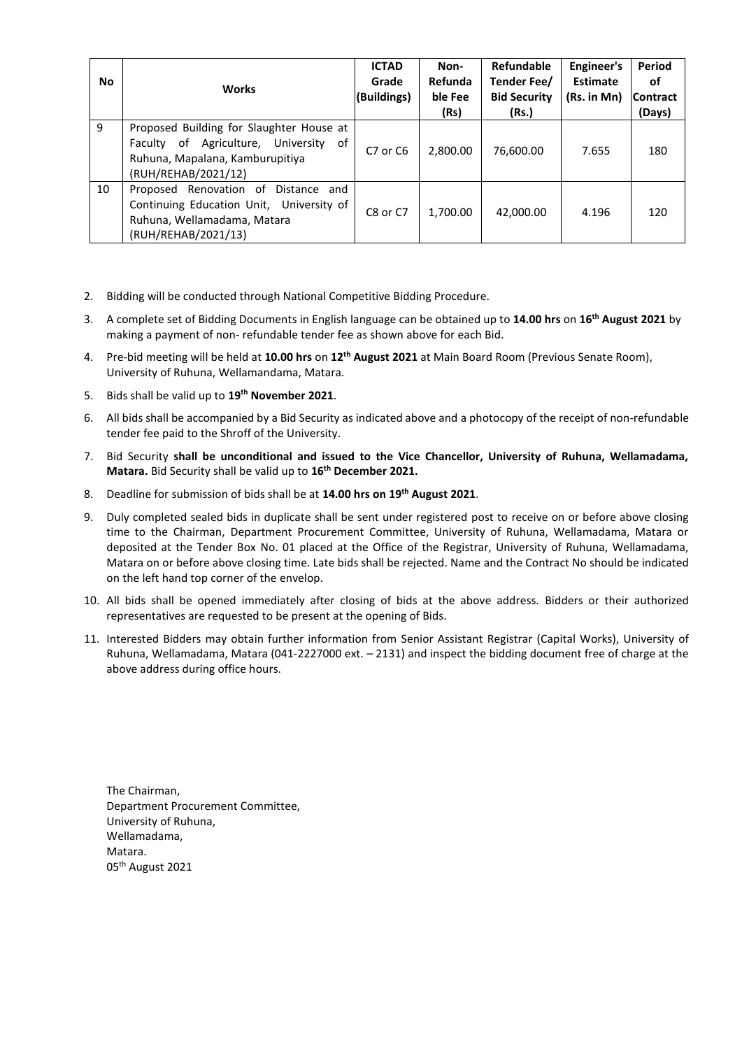| No | Works | ICTAD Grade (Buildings) | Non-Refundable Fee (Rs) | Refundable Tender Fee/ Bid Security (Rs.) | Engineer's Estimate (Rs. in Mn) | Period of Contract (Days) |
|---|---|---|---|---|---|---|
| 9 | Proposed Building for Slaughter House at Faculty of Agriculture, University of Ruhuna, Mapalana, Kamburupitiya (RUH/REHAB/2021/12) | C7 or C6 | 2,800.00 | 76,600.00 | 7.655 | 180 |
| 10 | Proposed Renovation of Distance and Continuing Education Unit, University of Ruhuna, Wellamadama, Matara (RUH/REHAB/2021/13) | C8 or C7 | 1,700.00 | 42,000.00 | 4.196 | 120 |

2. Bidding will be conducted through National Competitive Bidding Procedure.
3. A complete set of Bidding Documents in English language can be obtained up to **14.00 hrs** on **16th August 2021** by making a payment of non- refundable tender fee as shown above for each Bid.
4. Pre-bid meeting will be held at **10.00 hrs** on **12th August 2021** at Main Board Room (Previous Senate Room), University of Ruhuna, Wellamandama, Matara.
5. Bids shall be valid up to **19th November 2021**.
6. All bids shall be accompanied by a Bid Security as indicated above and a photocopy of the receipt of non-refundable tender fee paid to the Shroff of the University.
7. Bid Security **shall be unconditional and issued to the Vice Chancellor, University of Ruhuna, Wellamadama, Matara.** Bid Security shall be valid up to **16th December 2021.**
8. Deadline for submission of bids shall be at **14.00 hrs on 19th August 2021**.
9. Duly completed sealed bids in duplicate shall be sent under registered post to receive on or before above closing time to the Chairman, Department Procurement Committee, University of Ruhuna, Wellamadama, Matara or deposited at the Tender Box No. 01 placed at the Office of the Registrar, University of Ruhuna, Wellamadama, Matara on or before above closing time. Late bids shall be rejected. Name and the Contract No should be indicated on the left hand top corner of the envelop.
10. All bids shall be opened immediately after closing of bids at the above address. Bidders or their authorized representatives are requested to be present at the opening of Bids.
11. Interested Bidders may obtain further information from Senior Assistant Registrar (Capital Works), University of Ruhuna, Wellamadama, Matara (041-2227000 ext. – 2131) and inspect the bidding document free of charge at the above address during office hours.

The Chairman,
Department Procurement Committee,
University of Ruhuna,
Wellamadama,
Matara.
05th August 2021